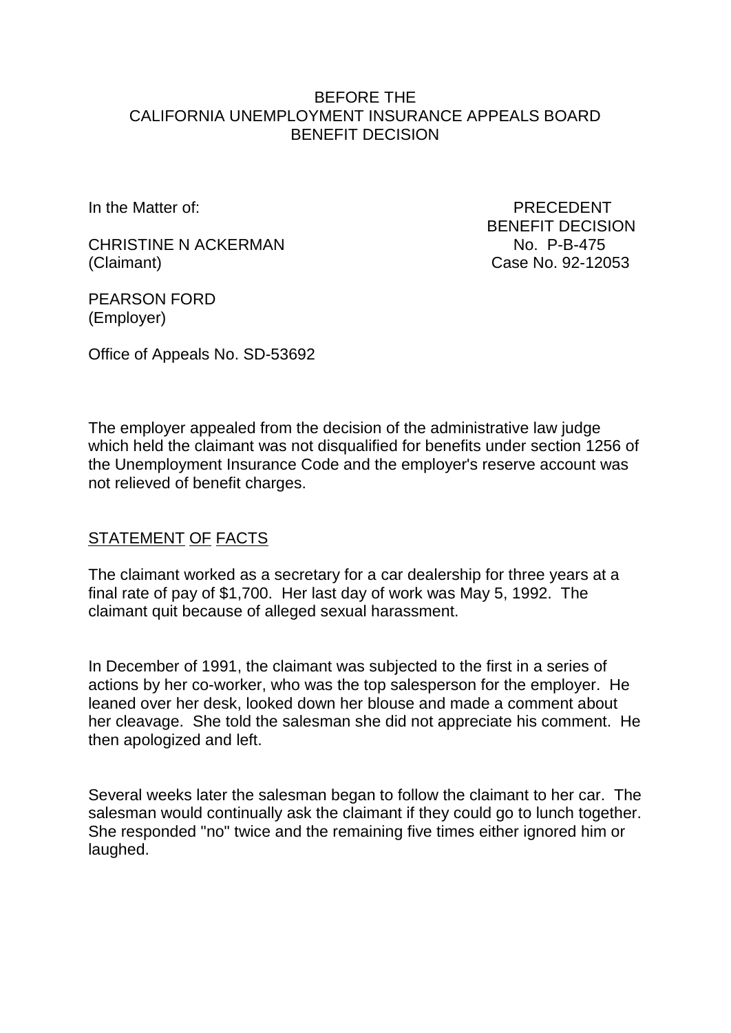BEFORE THE
CALIFORNIA UNEMPLOYMENT INSURANCE APPEALS BOARD
BENEFIT DECISION

In the Matter of:

CHRISTINE N ACKERMAN
(Claimant)

PRECEDENT
BENEFIT DECISION
No. P-B-475
Case No. 92-12053

PEARSON FORD
(Employer)

Office of Appeals No. SD-53692

The employer appealed from the decision of the administrative law judge which held the claimant was not disqualified for benefits under section 1256 of the Unemployment Insurance Code and the employer's reserve account was not relieved of benefit charges.

## STATEMENT OF FACTS

The claimant worked as a secretary for a car dealership for three years at a final rate of pay of $1,700. Her last day of work was May 5, 1992. The claimant quit because of alleged sexual harassment.

In December of 1991, the claimant was subjected to the first in a series of actions by her co-worker, who was the top salesperson for the employer. He leaned over her desk, looked down her blouse and made a comment about her cleavage. She told the salesman she did not appreciate his comment. He then apologized and left.

Several weeks later the salesman began to follow the claimant to her car. The salesman would continually ask the claimant if they could go to lunch together. She responded "no" twice and the remaining five times either ignored him or laughed.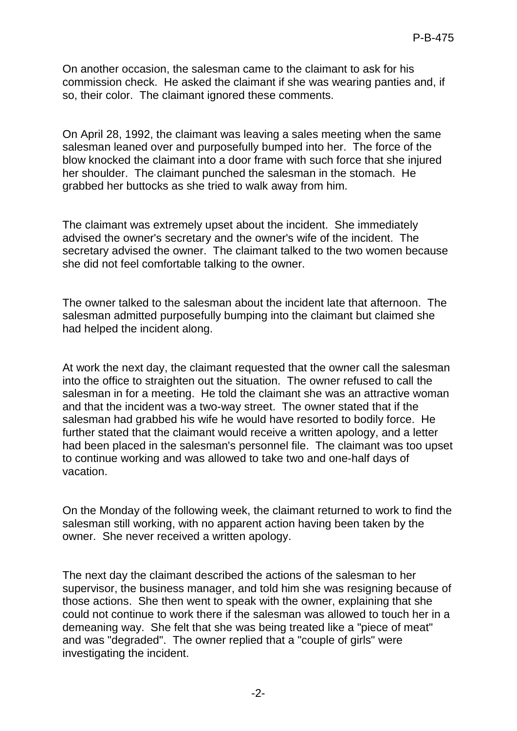On another occasion, the salesman came to the claimant to ask for his commission check. He asked the claimant if she was wearing panties and, if so, their color. The claimant ignored these comments.

On April 28, 1992, the claimant was leaving a sales meeting when the same salesman leaned over and purposefully bumped into her. The force of the blow knocked the claimant into a door frame with such force that she injured her shoulder. The claimant punched the salesman in the stomach. He grabbed her buttocks as she tried to walk away from him.

The claimant was extremely upset about the incident. She immediately advised the owner's secretary and the owner's wife of the incident. The secretary advised the owner. The claimant talked to the two women because she did not feel comfortable talking to the owner.

The owner talked to the salesman about the incident late that afternoon. The salesman admitted purposefully bumping into the claimant but claimed she had helped the incident along.

At work the next day, the claimant requested that the owner call the salesman into the office to straighten out the situation. The owner refused to call the salesman in for a meeting. He told the claimant she was an attractive woman and that the incident was a two-way street. The owner stated that if the salesman had grabbed his wife he would have resorted to bodily force. He further stated that the claimant would receive a written apology, and a letter had been placed in the salesman's personnel file. The claimant was too upset to continue working and was allowed to take two and one-half days of vacation.

On the Monday of the following week, the claimant returned to work to find the salesman still working, with no apparent action having been taken by the owner. She never received a written apology.

The next day the claimant described the actions of the salesman to her supervisor, the business manager, and told him she was resigning because of those actions. She then went to speak with the owner, explaining that she could not continue to work there if the salesman was allowed to touch her in a demeaning way. She felt that she was being treated like a "piece of meat" and was "degraded". The owner replied that a "couple of girls" were investigating the incident.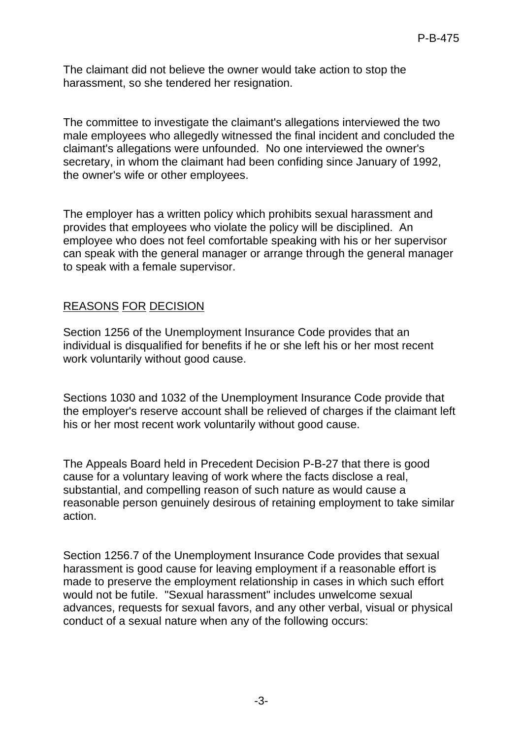The claimant did not believe the owner would take action to stop the harassment, so she tendered her resignation.

The committee to investigate the claimant's allegations interviewed the two male employees who allegedly witnessed the final incident and concluded the claimant's allegations were unfounded. No one interviewed the owner's secretary, in whom the claimant had been confiding since January of 1992, the owner's wife or other employees.

The employer has a written policy which prohibits sexual harassment and provides that employees who violate the policy will be disciplined. An employee who does not feel comfortable speaking with his or her supervisor can speak with the general manager or arrange through the general manager to speak with a female supervisor.

## REASONS FOR DECISION

Section 1256 of the Unemployment Insurance Code provides that an individual is disqualified for benefits if he or she left his or her most recent work voluntarily without good cause.

Sections 1030 and 1032 of the Unemployment Insurance Code provide that the employer's reserve account shall be relieved of charges if the claimant left his or her most recent work voluntarily without good cause.

The Appeals Board held in Precedent Decision P-B-27 that there is good cause for a voluntary leaving of work where the facts disclose a real, substantial, and compelling reason of such nature as would cause a reasonable person genuinely desirous of retaining employment to take similar action.

Section 1256.7 of the Unemployment Insurance Code provides that sexual harassment is good cause for leaving employment if a reasonable effort is made to preserve the employment relationship in cases in which such effort would not be futile. "Sexual harassment" includes unwelcome sexual advances, requests for sexual favors, and any other verbal, visual or physical conduct of a sexual nature when any of the following occurs: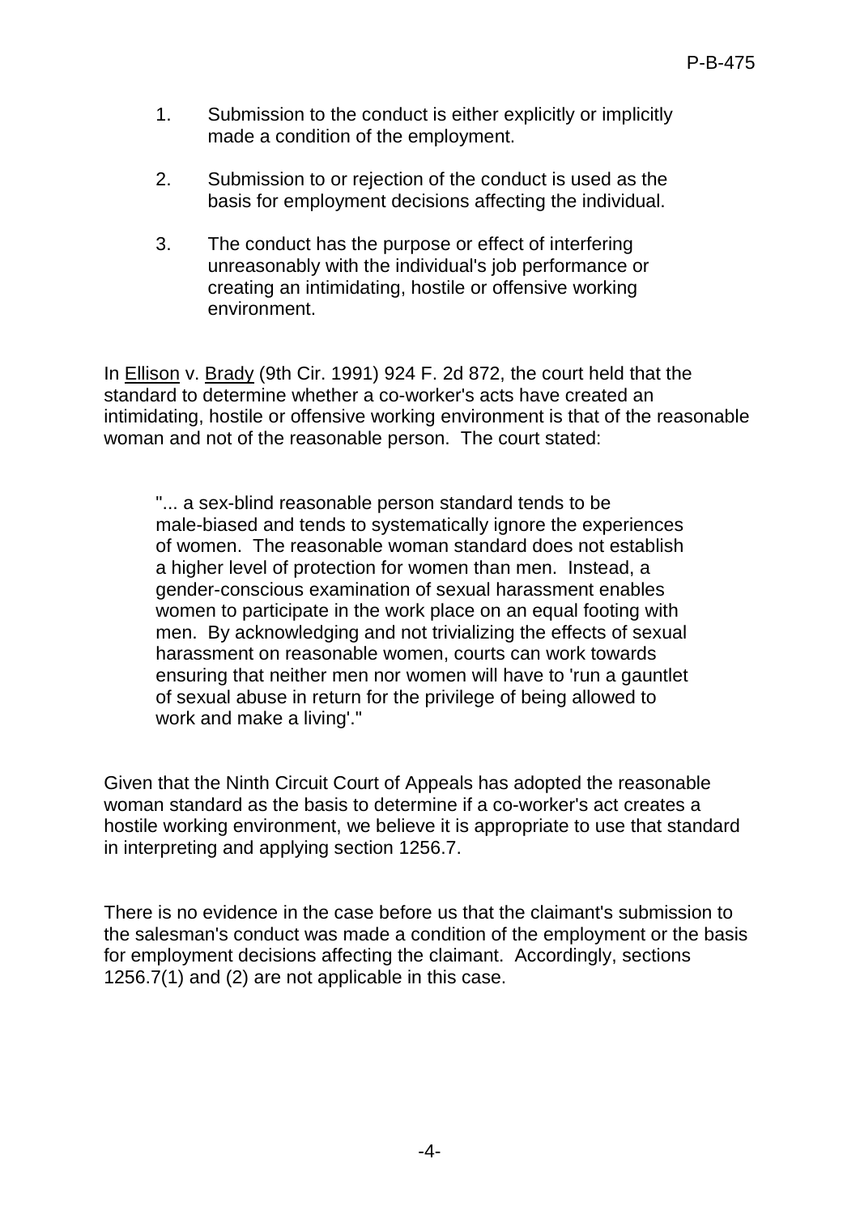1. Submission to the conduct is either explicitly or implicitly made a condition of the employment.

2. Submission to or rejection of the conduct is used as the basis for employment decisions affecting the individual.

3. The conduct has the purpose or effect of interfering unreasonably with the individual's job performance or creating an intimidating, hostile or offensive working environment.

In Ellison v. Brady (9th Cir. 1991) 924 F. 2d 872, the court held that the standard to determine whether a co-worker's acts have created an intimidating, hostile or offensive working environment is that of the reasonable woman and not of the reasonable person. The court stated:

> "... a sex-blind reasonable person standard tends to be male-biased and tends to systematically ignore the experiences of women. The reasonable woman standard does not establish a higher level of protection for women than men. Instead, a gender-conscious examination of sexual harassment enables women to participate in the work place on an equal footing with men. By acknowledging and not trivializing the effects of sexual harassment on reasonable women, courts can work towards ensuring that neither men nor women will have to 'run a gauntlet of sexual abuse in return for the privilege of being allowed to work and make a living'."

Given that the Ninth Circuit Court of Appeals has adopted the reasonable woman standard as the basis to determine if a co-worker's act creates a hostile working environment, we believe it is appropriate to use that standard in interpreting and applying section 1256.7.

There is no evidence in the case before us that the claimant's submission to the salesman's conduct was made a condition of the employment or the basis for employment decisions affecting the claimant. Accordingly, sections 1256.7(1) and (2) are not applicable in this case.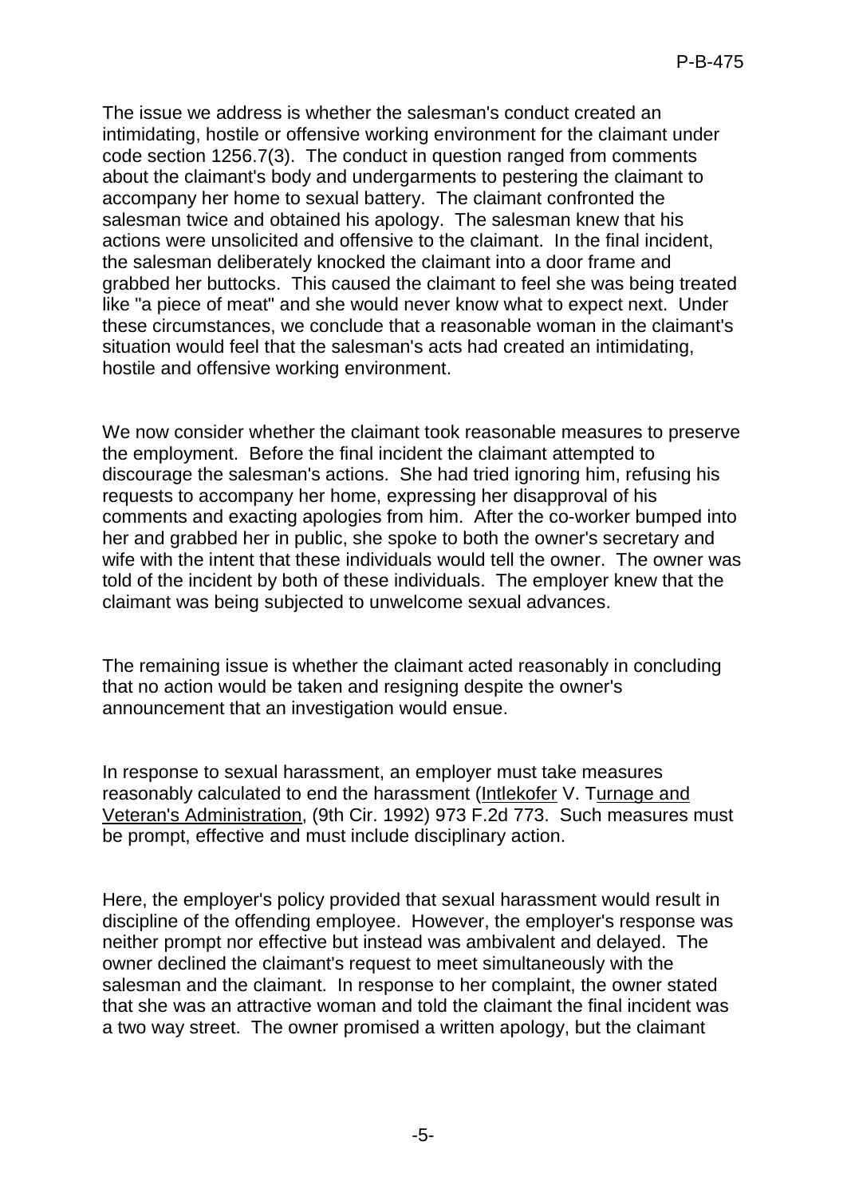The issue we address is whether the salesman's conduct created an intimidating, hostile or offensive working environment for the claimant under code section 1256.7(3). The conduct in question ranged from comments about the claimant's body and undergarments to pestering the claimant to accompany her home to sexual battery. The claimant confronted the salesman twice and obtained his apology. The salesman knew that his actions were unsolicited and offensive to the claimant. In the final incident, the salesman deliberately knocked the claimant into a door frame and grabbed her buttocks. This caused the claimant to feel she was being treated like "a piece of meat" and she would never know what to expect next. Under these circumstances, we conclude that a reasonable woman in the claimant's situation would feel that the salesman's acts had created an intimidating, hostile and offensive working environment.

We now consider whether the claimant took reasonable measures to preserve the employment. Before the final incident the claimant attempted to discourage the salesman's actions. She had tried ignoring him, refusing his requests to accompany her home, expressing her disapproval of his comments and exacting apologies from him. After the co-worker bumped into her and grabbed her in public, she spoke to both the owner's secretary and wife with the intent that these individuals would tell the owner. The owner was told of the incident by both of these individuals. The employer knew that the claimant was being subjected to unwelcome sexual advances.

The remaining issue is whether the claimant acted reasonably in concluding that no action would be taken and resigning despite the owner's announcement that an investigation would ensue.

In response to sexual harassment, an employer must take measures reasonably calculated to end the harassment (Intlekofer V. Turnage and Veteran's Administration, (9th Cir. 1992) 973 F.2d 773. Such measures must be prompt, effective and must include disciplinary action.

Here, the employer's policy provided that sexual harassment would result in discipline of the offending employee. However, the employer's response was neither prompt nor effective but instead was ambivalent and delayed. The owner declined the claimant's request to meet simultaneously with the salesman and the claimant. In response to her complaint, the owner stated that she was an attractive woman and told the claimant the final incident was a two way street. The owner promised a written apology, but the claimant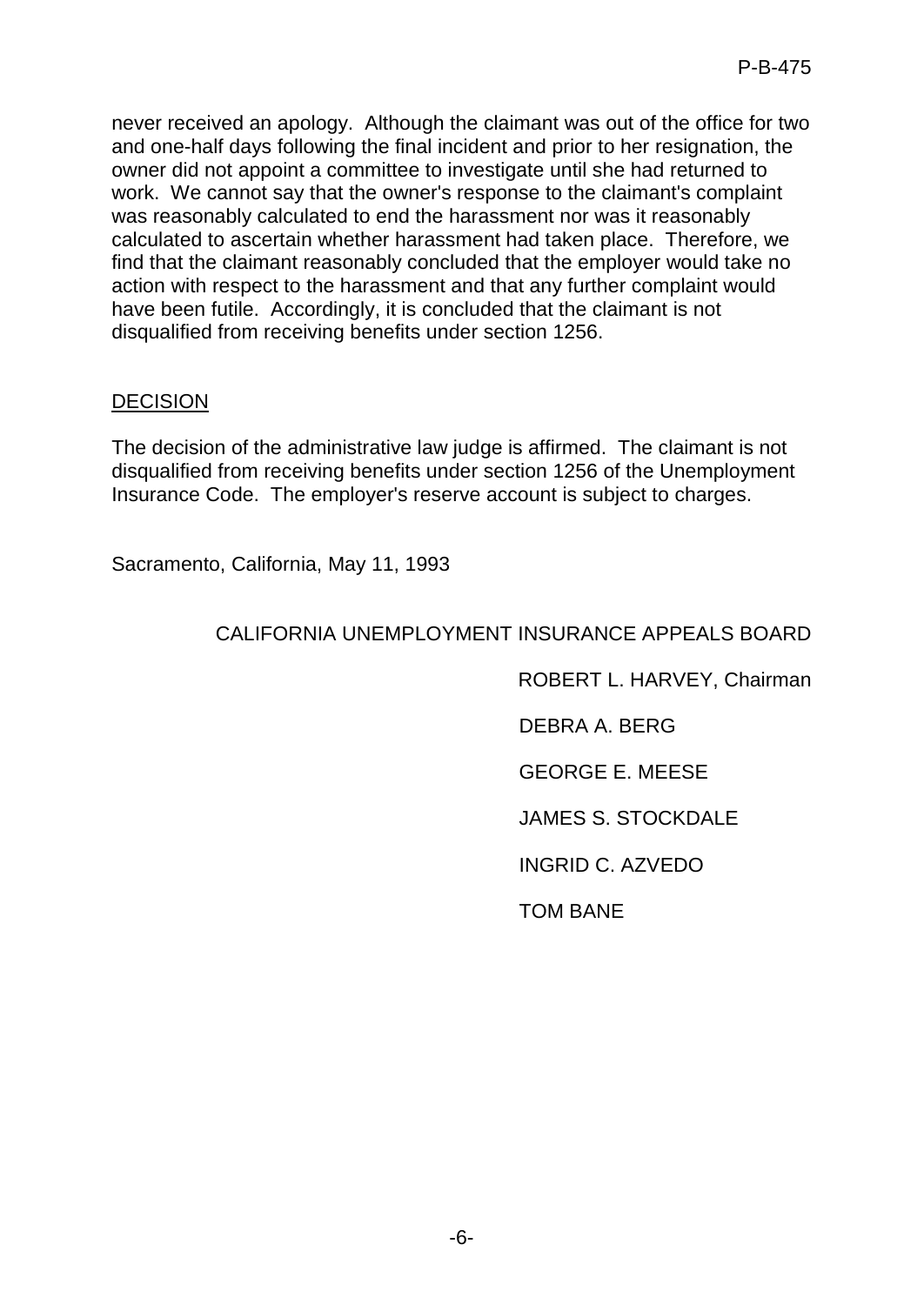never received an apology. Although the claimant was out of the office for two and one-half days following the final incident and prior to her resignation, the owner did not appoint a committee to investigate until she had returned to work. We cannot say that the owner's response to the claimant's complaint was reasonably calculated to end the harassment nor was it reasonably calculated to ascertain whether harassment had taken place. Therefore, we find that the claimant reasonably concluded that the employer would take no action with respect to the harassment and that any further complaint would have been futile. Accordingly, it is concluded that the claimant is not disqualified from receiving benefits under section 1256.

## DECISION

The decision of the administrative law judge is affirmed. The claimant is not disqualified from receiving benefits under section 1256 of the Unemployment Insurance Code. The employer's reserve account is subject to charges.

Sacramento, California, May 11, 1993

CALIFORNIA UNEMPLOYMENT INSURANCE APPEALS BOARD

ROBERT L. HARVEY, Chairman

DEBRA A. BERG

GEORGE E. MEESE

JAMES S. STOCKDALE

INGRID C. AZVEDO

TOM BANE